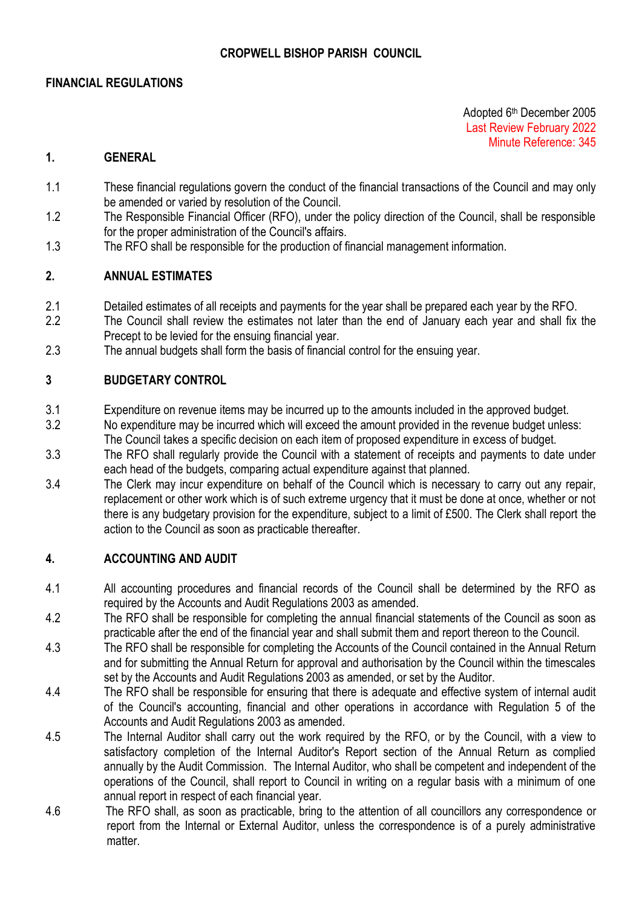# CROPWELL BISHOP PARISH COUNCIL

## FINANCIAL REGULATIONS

Adopted 6th December 2005
Last Review February 2022
Minute Reference: 345

### 1. GENERAL

1.1 These financial regulations govern the conduct of the financial transactions of the Council and may only be amended or varied by resolution of the Council.

1.2 The Responsible Financial Officer (RFO), under the policy direction of the Council, shall be responsible for the proper administration of the Council's affairs.

1.3 The RFO shall be responsible for the production of financial management information.

### 2. ANNUAL ESTIMATES

2.1 Detailed estimates of all receipts and payments for the year shall be prepared each year by the RFO.

2.2 The Council shall review the estimates not later than the end of January each year and shall fix the Precept to be levied for the ensuing financial year.

2.3 The annual budgets shall form the basis of financial control for the ensuing year.

### 3 BUDGETARY CONTROL

3.1 Expenditure on revenue items may be incurred up to the amounts included in the approved budget.

3.2 No expenditure may be incurred which will exceed the amount provided in the revenue budget unless: The Council takes a specific decision on each item of proposed expenditure in excess of budget.

3.3 The RFO shall regularly provide the Council with a statement of receipts and payments to date under each head of the budgets, comparing actual expenditure against that planned.

3.4 The Clerk may incur expenditure on behalf of the Council which is necessary to carry out any repair, replacement or other work which is of such extreme urgency that it must be done at once, whether or not there is any budgetary provision for the expenditure, subject to a limit of £500. The Clerk shall report the action to the Council as soon as practicable thereafter.

### 4. ACCOUNTING AND AUDIT

4.1 All accounting procedures and financial records of the Council shall be determined by the RFO as required by the Accounts and Audit Regulations 2003 as amended.

4.2 The RFO shall be responsible for completing the annual financial statements of the Council as soon as practicable after the end of the financial year and shall submit them and report thereon to the Council.

4.3 The RFO shall be responsible for completing the Accounts of the Council contained in the Annual Return and for submitting the Annual Return for approval and authorisation by the Council within the timescales set by the Accounts and Audit Regulations 2003 as amended, or set by the Auditor.

4.4 The RFO shall be responsible for ensuring that there is adequate and effective system of internal audit of the Council's accounting, financial and other operations in accordance with Regulation 5 of the Accounts and Audit Regulations 2003 as amended.

4.5 The Internal Auditor shall carry out the work required by the RFO, or by the Council, with a view to satisfactory completion of the Internal Auditor's Report section of the Annual Return as complied annually by the Audit Commission. The Internal Auditor, who shall be competent and independent of the operations of the Council, shall report to Council in writing on a regular basis with a minimum of one annual report in respect of each financial year.

4.6 The RFO shall, as soon as practicable, bring to the attention of all councillors any correspondence or report from the Internal or External Auditor, unless the correspondence is of a purely administrative matter.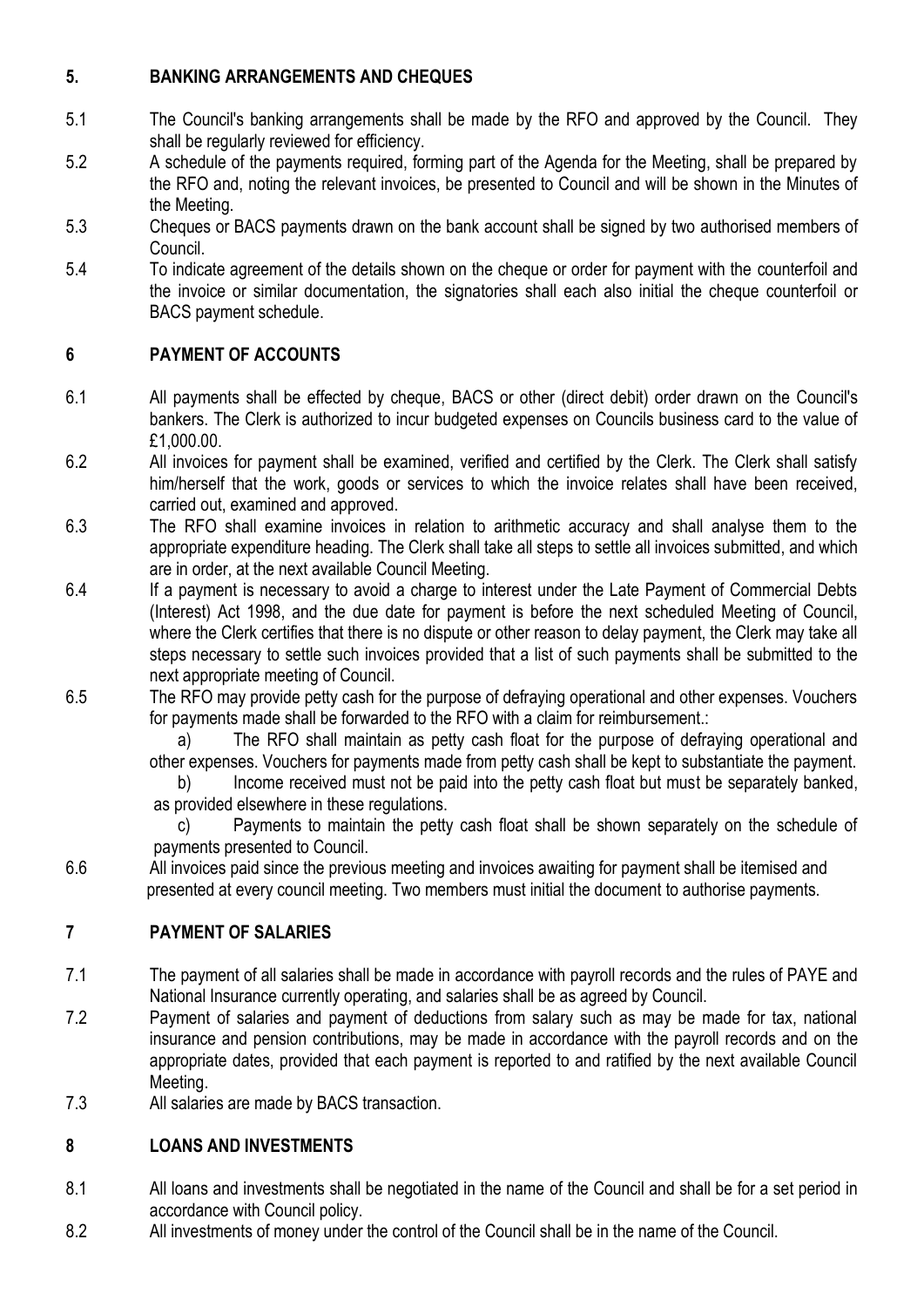## 5. BANKING ARRANGEMENTS AND CHEQUES

5.1 The Council's banking arrangements shall be made by the RFO and approved by the Council. They shall be regularly reviewed for efficiency.

5.2 A schedule of the payments required, forming part of the Agenda for the Meeting, shall be prepared by the RFO and, noting the relevant invoices, be presented to Council and will be shown in the Minutes of the Meeting.

5.3 Cheques or BACS payments drawn on the bank account shall be signed by two authorised members of Council.

5.4 To indicate agreement of the details shown on the cheque or order for payment with the counterfoil and the invoice or similar documentation, the signatories shall each also initial the cheque counterfoil or BACS payment schedule.

## 6 PAYMENT OF ACCOUNTS

6.1 All payments shall be effected by cheque, BACS or other (direct debit) order drawn on the Council's bankers. The Clerk is authorized to incur budgeted expenses on Councils business card to the value of £1,000.00.

6.2 All invoices for payment shall be examined, verified and certified by the Clerk. The Clerk shall satisfy him/herself that the work, goods or services to which the invoice relates shall have been received, carried out, examined and approved.

6.3 The RFO shall examine invoices in relation to arithmetic accuracy and shall analyse them to the appropriate expenditure heading. The Clerk shall take all steps to settle all invoices submitted, and which are in order, at the next available Council Meeting.

6.4 If a payment is necessary to avoid a charge to interest under the Late Payment of Commercial Debts (Interest) Act 1998, and the due date for payment is before the next scheduled Meeting of Council, where the Clerk certifies that there is no dispute or other reason to delay payment, the Clerk may take all steps necessary to settle such invoices provided that a list of such payments shall be submitted to the next appropriate meeting of Council.

6.5 The RFO may provide petty cash for the purpose of defraying operational and other expenses. Vouchers for payments made shall be forwarded to the RFO with a claim for reimbursement.:

a) The RFO shall maintain as petty cash float for the purpose of defraying operational and other expenses. Vouchers for payments made from petty cash shall be kept to substantiate the payment.

b) Income received must not be paid into the petty cash float but must be separately banked, as provided elsewhere in these regulations.

c) Payments to maintain the petty cash float shall be shown separately on the schedule of payments presented to Council.

6.6 All invoices paid since the previous meeting and invoices awaiting for payment shall be itemised and presented at every council meeting. Two members must initial the document to authorise payments.

## 7 PAYMENT OF SALARIES

7.1 The payment of all salaries shall be made in accordance with payroll records and the rules of PAYE and National Insurance currently operating, and salaries shall be as agreed by Council.

7.2 Payment of salaries and payment of deductions from salary such as may be made for tax, national insurance and pension contributions, may be made in accordance with the payroll records and on the appropriate dates, provided that each payment is reported to and ratified by the next available Council Meeting.

7.3 All salaries are made by BACS transaction.

## 8 LOANS AND INVESTMENTS

8.1 All loans and investments shall be negotiated in the name of the Council and shall be for a set period in accordance with Council policy.

8.2 All investments of money under the control of the Council shall be in the name of the Council.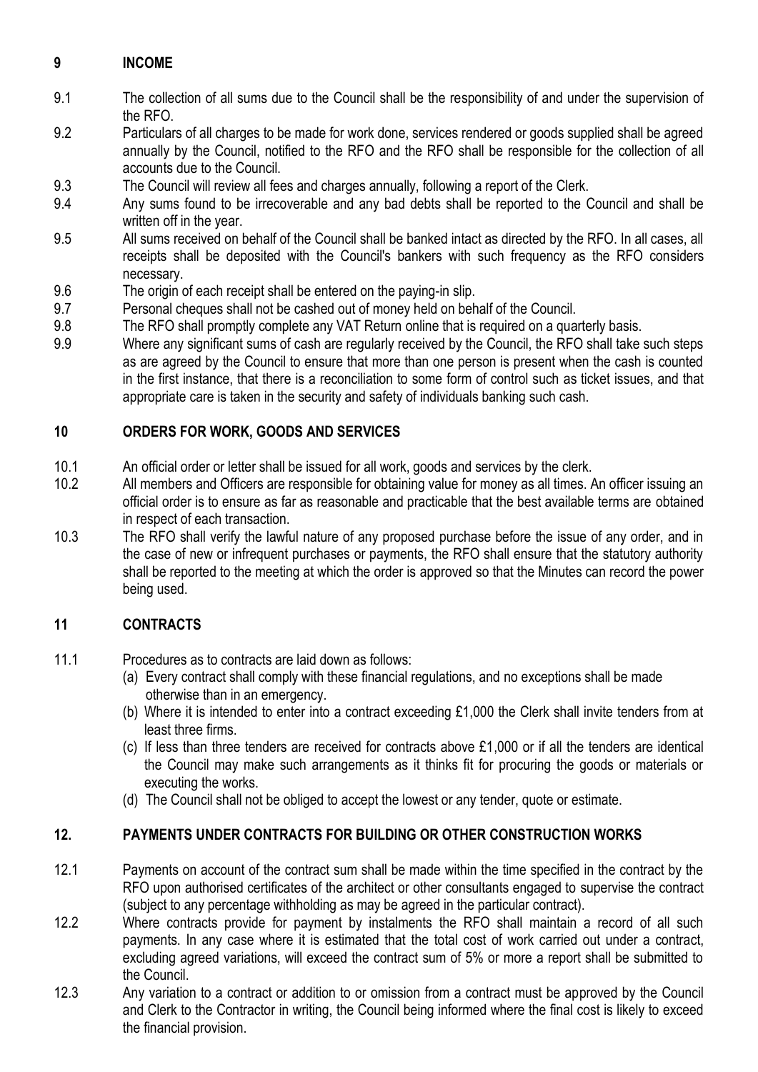## 9 INCOME

9.1 The collection of all sums due to the Council shall be the responsibility of and under the supervision of the RFO.

9.2 Particulars of all charges to be made for work done, services rendered or goods supplied shall be agreed annually by the Council, notified to the RFO and the RFO shall be responsible for the collection of all accounts due to the Council.

9.3 The Council will review all fees and charges annually, following a report of the Clerk.

9.4 Any sums found to be irrecoverable and any bad debts shall be reported to the Council and shall be written off in the year.

9.5 All sums received on behalf of the Council shall be banked intact as directed by the RFO. In all cases, all receipts shall be deposited with the Council's bankers with such frequency as the RFO considers necessary.

9.6 The origin of each receipt shall be entered on the paying-in slip.

9.7 Personal cheques shall not be cashed out of money held on behalf of the Council.

9.8 The RFO shall promptly complete any VAT Return online that is required on a quarterly basis.

9.9 Where any significant sums of cash are regularly received by the Council, the RFO shall take such steps as are agreed by the Council to ensure that more than one person is present when the cash is counted in the first instance, that there is a reconciliation to some form of control such as ticket issues, and that appropriate care is taken in the security and safety of individuals banking such cash.

## 10 ORDERS FOR WORK, GOODS AND SERVICES

10.1 An official order or letter shall be issued for all work, goods and services by the clerk.

10.2 All members and Officers are responsible for obtaining value for money as all times. An officer issuing an official order is to ensure as far as reasonable and practicable that the best available terms are obtained in respect of each transaction.

10.3 The RFO shall verify the lawful nature of any proposed purchase before the issue of any order, and in the case of new or infrequent purchases or payments, the RFO shall ensure that the statutory authority shall be reported to the meeting at which the order is approved so that the Minutes can record the power being used.

## 11 CONTRACTS

11.1 Procedures as to contracts are laid down as follows:

(a) Every contract shall comply with these financial regulations, and no exceptions shall be made otherwise than in an emergency.

(b) Where it is intended to enter into a contract exceeding £1,000 the Clerk shall invite tenders from at least three firms.

(c) If less than three tenders are received for contracts above £1,000 or if all the tenders are identical the Council may make such arrangements as it thinks fit for procuring the goods or materials or executing the works.

(d) The Council shall not be obliged to accept the lowest or any tender, quote or estimate.

## 12. PAYMENTS UNDER CONTRACTS FOR BUILDING OR OTHER CONSTRUCTION WORKS

12.1 Payments on account of the contract sum shall be made within the time specified in the contract by the RFO upon authorised certificates of the architect or other consultants engaged to supervise the contract (subject to any percentage withholding as may be agreed in the particular contract).

12.2 Where contracts provide for payment by instalments the RFO shall maintain a record of all such payments. In any case where it is estimated that the total cost of work carried out under a contract, excluding agreed variations, will exceed the contract sum of 5% or more a report shall be submitted to the Council.

12.3 Any variation to a contract or addition to or omission from a contract must be approved by the Council and Clerk to the Contractor in writing, the Council being informed where the final cost is likely to exceed the financial provision.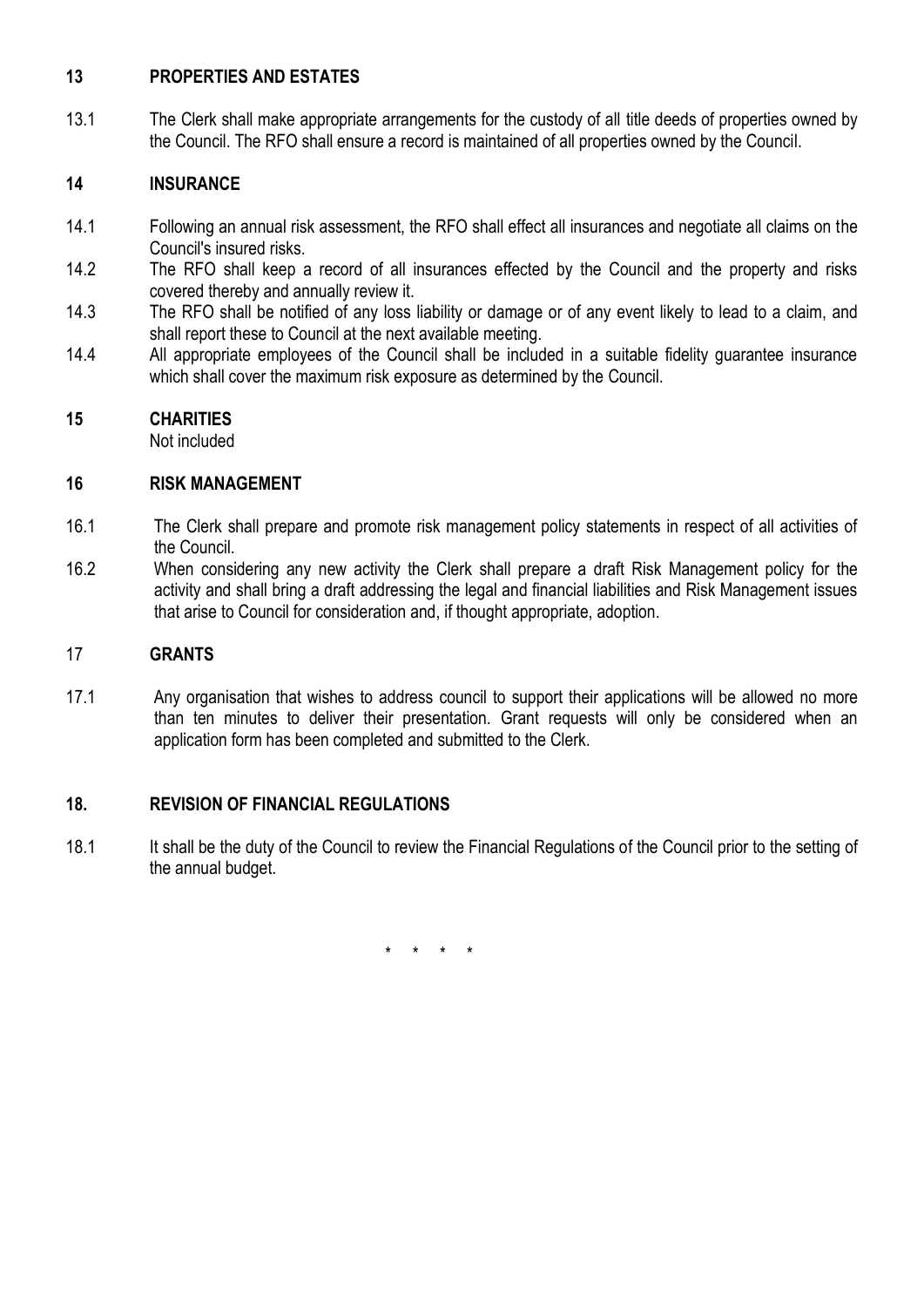## 13 PROPERTIES AND ESTATES

13.1 The Clerk shall make appropriate arrangements for the custody of all title deeds of properties owned by the Council. The RFO shall ensure a record is maintained of all properties owned by the Council.

## 14 INSURANCE

14.1 Following an annual risk assessment, the RFO shall effect all insurances and negotiate all claims on the Council's insured risks.

14.2 The RFO shall keep a record of all insurances effected by the Council and the property and risks covered thereby and annually review it.

14.3 The RFO shall be notified of any loss liability or damage or of any event likely to lead to a claim, and shall report these to Council at the next available meeting.

14.4 All appropriate employees of the Council shall be included in a suitable fidelity guarantee insurance which shall cover the maximum risk exposure as determined by the Council.

## 15 CHARITIES

Not included

## 16 RISK MANAGEMENT

16.1 The Clerk shall prepare and promote risk management policy statements in respect of all activities of the Council.

16.2 When considering any new activity the Clerk shall prepare a draft Risk Management policy for the activity and shall bring a draft addressing the legal and financial liabilities and Risk Management issues that arise to Council for consideration and, if thought appropriate, adoption.

## 17 GRANTS

17.1 Any organisation that wishes to address council to support their applications will be allowed no more than ten minutes to deliver their presentation. Grant requests will only be considered when an application form has been completed and submitted to the Clerk.

## 18. REVISION OF FINANCIAL REGULATIONS

18.1 It shall be the duty of the Council to review the Financial Regulations of the Council prior to the setting of the annual budget.

\* \* \* \*